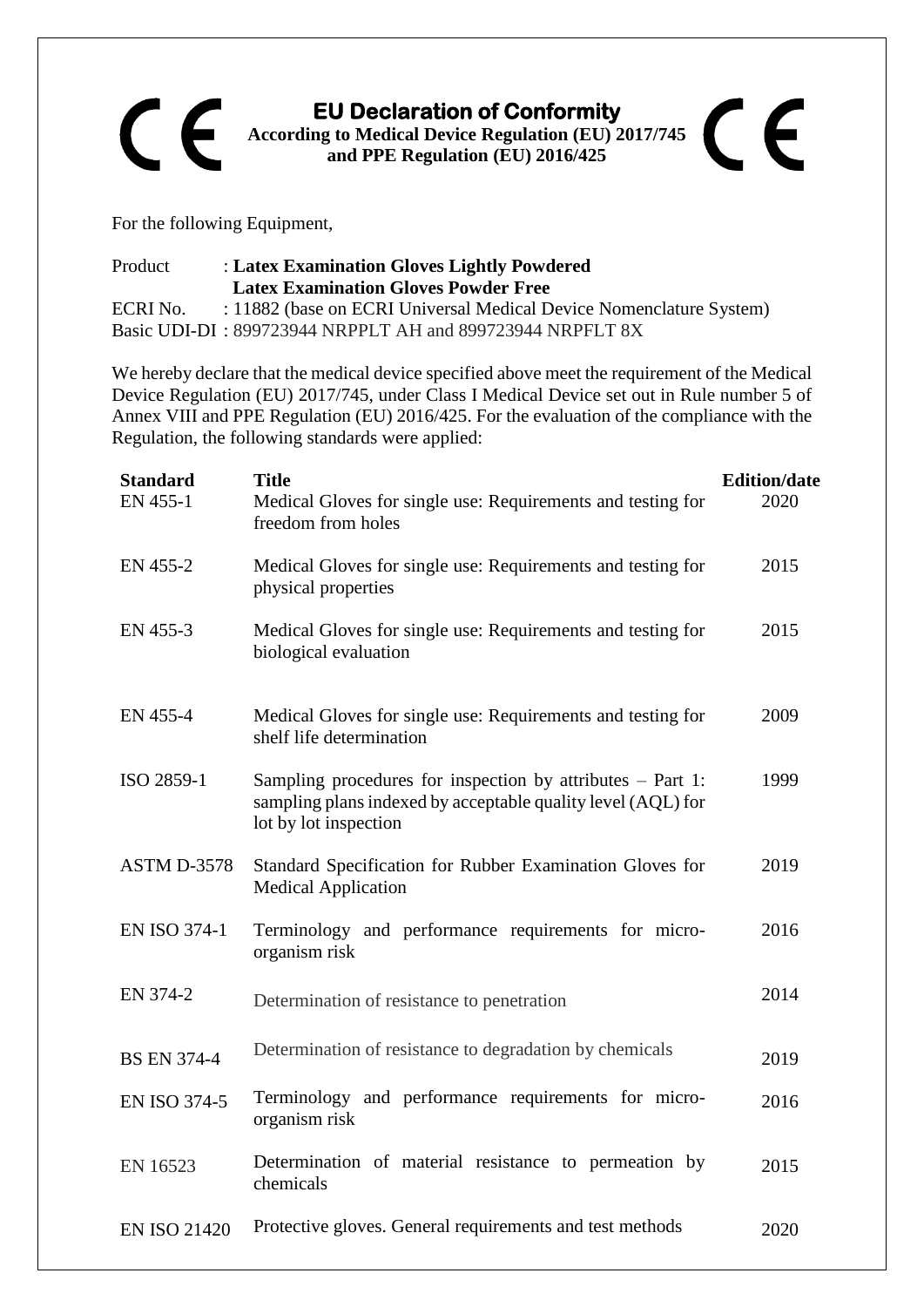# EU Declaration of Conformity

**According to Medical Device Regulation (EU) 2017/745 and PPE Regulation (EU) 2016/425**

For the following Equipment,

Product : **Latex Examination Gloves Lightly Powdered**
**Latex Examination Gloves Powder Free**
ECRI No. : 11882 (base on ECRI Universal Medical Device Nomenclature System)
Basic UDI-DI : 899723944 NRPPLT AH and 899723944 NRPFLT 8X

We hereby declare that the medical device specified above meet the requirement of the Medical Device Regulation (EU) 2017/745, under Class I Medical Device set out in Rule number 5 of Annex VIII and PPE Regulation (EU) 2016/425. For the evaluation of the compliance with the Regulation, the following standards were applied:

| Standard | Title | Edition/date |
|---|---|---|
| EN 455-1 | Medical Gloves for single use: Requirements and testing for freedom from holes | 2020 |
| EN 455-2 | Medical Gloves for single use: Requirements and testing for physical properties | 2015 |
| EN 455-3 | Medical Gloves for single use: Requirements and testing for biological evaluation | 2015 |
| EN 455-4 | Medical Gloves for single use: Requirements and testing for shelf life determination | 2009 |
| ISO 2859-1 | Sampling procedures for inspection by attributes – Part 1: sampling plans indexed by acceptable quality level (AQL) for lot by lot inspection | 1999 |
| ASTM D-3578 | Standard Specification for Rubber Examination Gloves for Medical Application | 2019 |
| EN ISO 374-1 | Terminology and performance requirements for micro-organism risk | 2016 |
| EN 374-2 | Determination of resistance to penetration | 2014 |
| BS EN 374-4 | Determination of resistance to degradation by chemicals | 2019 |
| EN ISO 374-5 | Terminology and performance requirements for micro-organism risk | 2016 |
| EN 16523 | Determination of material resistance to permeation by chemicals | 2015 |
| EN ISO 21420 | Protective gloves. General requirements and test methods | 2020 |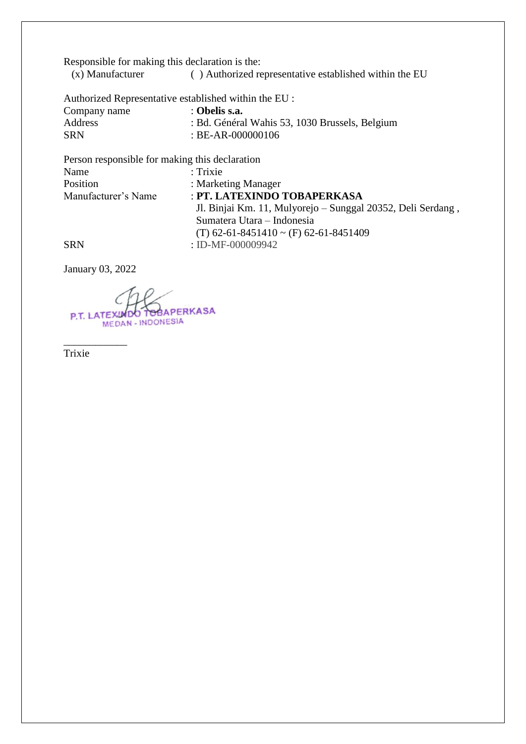Responsible for making this declaration is the:
(x) Manufacturer ( ) Authorized representative established within the EU

Authorized Representative established within the EU :

| | |
|---|---|
| Company name | : **Obelis s.a.** |
| Address | : Bd. Général Wahis 53, 1030 Brussels, Belgium |
| SRN | : BE-AR-000000106 |

Person responsible for making this declaration

| | |
|---|---|
| Name | : Trixie |
| Position | : Marketing Manager |
| Manufacturer's Name | : **PT. LATEXINDO TOBAPERKASA**<br>Jl. Binjai Km. 11, Mulyorejo – Sunggal 20352, Deli Serdang , Sumatera Utara – Indonesia<br>(T) 62-61-8451410 ~ (F) 62-61-8451409 |
| SRN | : ID-MF-000009942 |

January 03, 2022

P.T. LATEXINDO TOBAPERKASA
MEDAN - INDONESIA

___________
Trixie